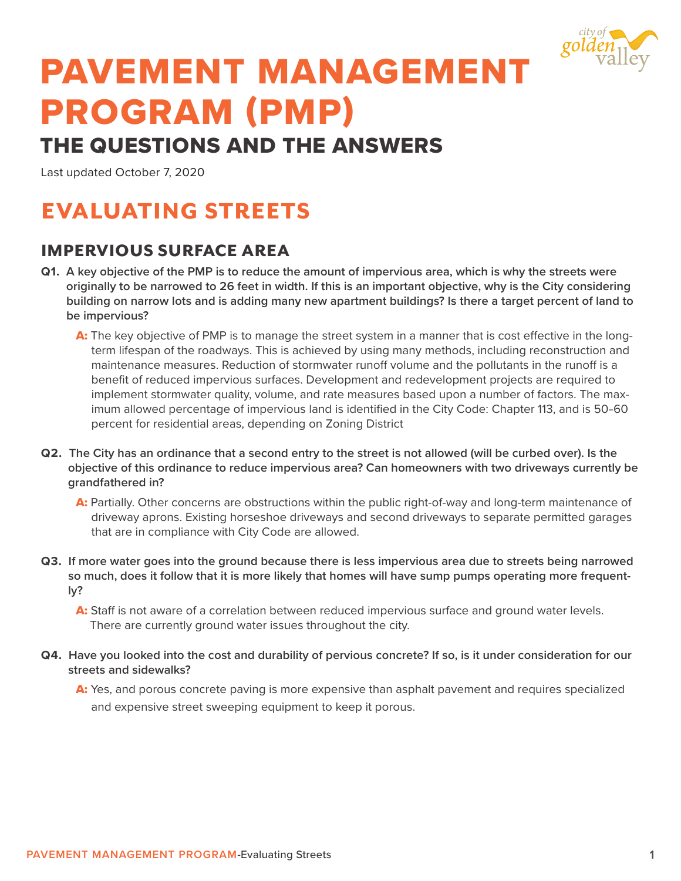# PAVEMENT MANAGEMENT PROGRAM (PMP)

## THE QUESTIONS AND THE ANSWERS

Last updated October 7, 2020

## EVALUATING STREETS

### IMPERVIOUS SURFACE AREA

**Q1. A key objective of the PMP is to reduce the amount of impervious area, which is why the streets were originally to be narrowed to 26 feet in width. If this is an important objective, why is the City considering building on narrow lots and is adding many new apartment buildings? Is there a target percent of land to be impervious?**

**A:** The key objective of PMP is to manage the street system in a manner that is cost effective in the long-term lifespan of the roadways. This is achieved by using many methods, including reconstruction and maintenance measures. Reduction of stormwater runoff volume and the pollutants in the runoff is a benefit of reduced impervious surfaces. Development and redevelopment projects are required to implement stormwater quality, volume, and rate measures based upon a number of factors. The maximum allowed percentage of impervious land is identified in the City Code: Chapter 113, and is 50–60 percent for residential areas, depending on Zoning District

**Q2. The City has an ordinance that a second entry to the street is not allowed (will be curbed over). Is the objective of this ordinance to reduce impervious area? Can homeowners with two driveways currently be grandfathered in?**

**A:** Partially. Other concerns are obstructions within the public right-of-way and long-term maintenance of driveway aprons. Existing horseshoe driveways and second driveways to separate permitted garages that are in compliance with City Code are allowed.

**Q3. If more water goes into the ground because there is less impervious area due to streets being narrowed so much, does it follow that it is more likely that homes will have sump pumps operating more frequently?**

**A:** Staff is not aware of a correlation between reduced impervious surface and ground water levels. There are currently ground water issues throughout the city.

**Q4. Have you looked into the cost and durability of pervious concrete? If so, is it under consideration for our streets and sidewalks?**

**A:** Yes, and porous concrete paving is more expensive than asphalt pavement and requires specialized and expensive street sweeping equipment to keep it porous.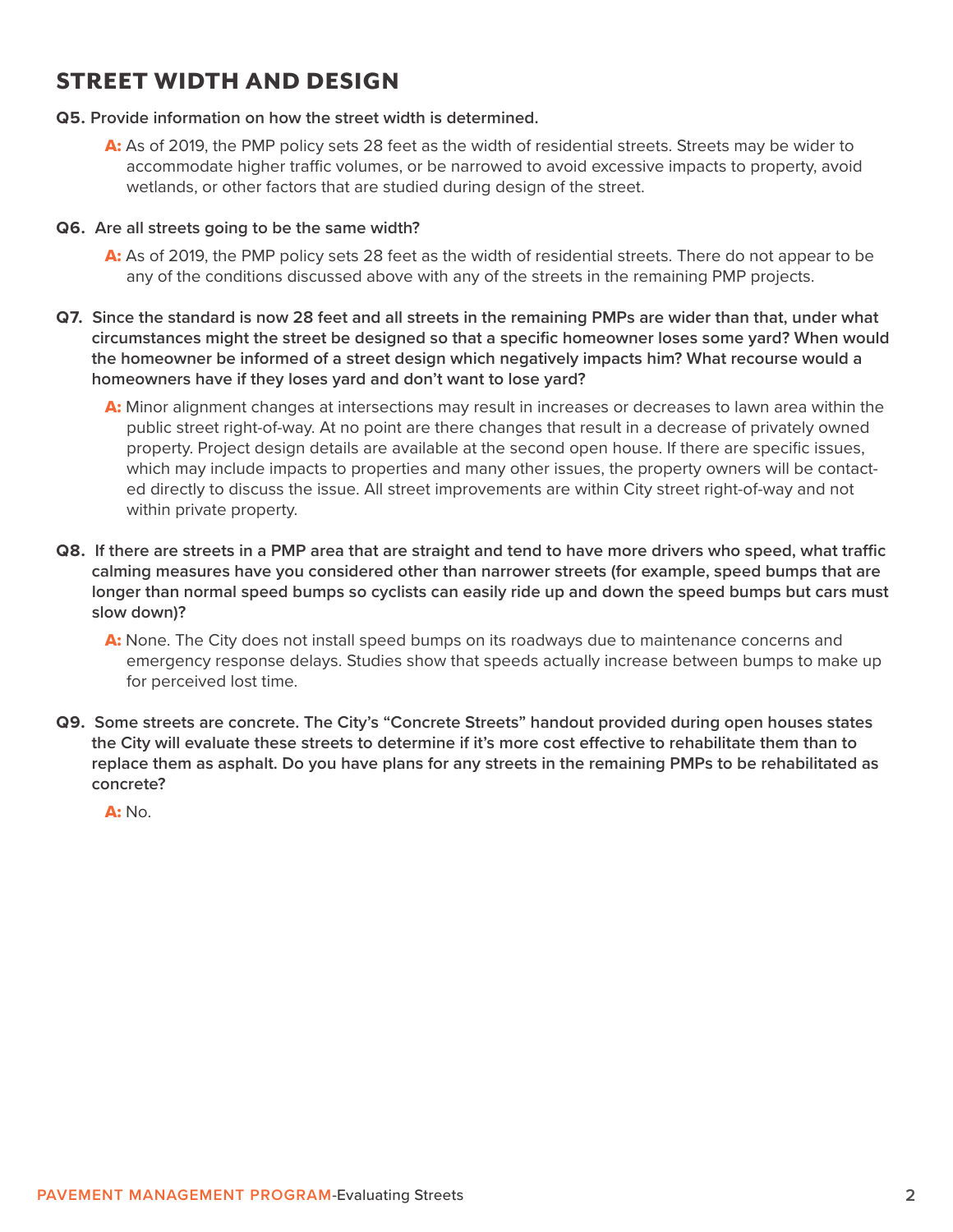## STREET WIDTH AND DESIGN

**Q5. Provide information on how the street width is determined.**

**A:** As of 2019, the PMP policy sets 28 feet as the width of residential streets. Streets may be wider to accommodate higher traffic volumes, or be narrowed to avoid excessive impacts to property, avoid wetlands, or other factors that are studied during design of the street.

**Q6. Are all streets going to be the same width?**

**A:** As of 2019, the PMP policy sets 28 feet as the width of residential streets. There do not appear to be any of the conditions discussed above with any of the streets in the remaining PMP projects.

**Q7. Since the standard is now 28 feet and all streets in the remaining PMPs are wider than that, under what circumstances might the street be designed so that a specific homeowner loses some yard? When would the homeowner be informed of a street design which negatively impacts him? What recourse would a homeowners have if they loses yard and don't want to lose yard?**

**A:** Minor alignment changes at intersections may result in increases or decreases to lawn area within the public street right-of-way. At no point are there changes that result in a decrease of privately owned property. Project design details are available at the second open house. If there are specific issues, which may include impacts to properties and many other issues, the property owners will be contacted directly to discuss the issue. All street improvements are within City street right-of-way and not within private property.

**Q8. If there are streets in a PMP area that are straight and tend to have more drivers who speed, what traffic calming measures have you considered other than narrower streets (for example, speed bumps that are longer than normal speed bumps so cyclists can easily ride up and down the speed bumps but cars must slow down)?**

**A:** None. The City does not install speed bumps on its roadways due to maintenance concerns and emergency response delays. Studies show that speeds actually increase between bumps to make up for perceived lost time.

**Q9. Some streets are concrete. The City's "Concrete Streets" handout provided during open houses states the City will evaluate these streets to determine if it's more cost effective to rehabilitate them than to replace them as asphalt. Do you have plans for any streets in the remaining PMPs to be rehabilitated as concrete?**

**A:** No.